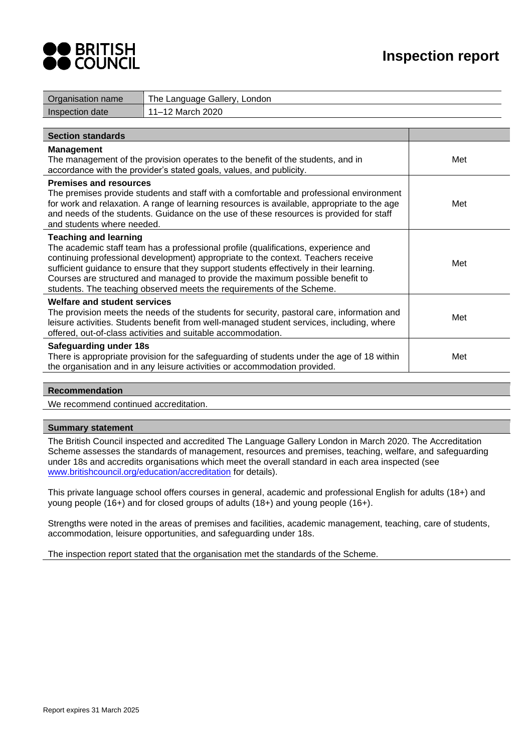# Inspection report

BRITISH COUNCIL

| Organisation name | The Language Gallery, London |
| --- | --- |
| Inspection date | 11–12 March 2020 |

| Section standards | |
| --- | --- |
| **Management**<br>The management of the provision operates to the benefit of the students, and in accordance with the provider's stated goals, values, and publicity. | Met |
| **Premises and resources**<br>The premises provide students and staff with a comfortable and professional environment for work and relaxation. A range of learning resources is available, appropriate to the age and needs of the students. Guidance on the use of these resources is provided for staff and students where needed. | Met |
| **Teaching and learning**<br>The academic staff team has a professional profile (qualifications, experience and continuing professional development) appropriate to the context. Teachers receive sufficient guidance to ensure that they support students effectively in their learning. Courses are structured and managed to provide the maximum possible benefit to students. The teaching observed meets the requirements of the Scheme. | Met |
| **Welfare and student services**<br>The provision meets the needs of the students for security, pastoral care, information and leisure activities. Students benefit from well-managed student services, including, where offered, out-of-class activities and suitable accommodation. | Met |
| **Safeguarding under 18s**<br>There is appropriate provision for the safeguarding of students under the age of 18 within the organisation and in any leisure activities or accommodation provided. | Met |

## Recommendation

We recommend continued accreditation.

## Summary statement

The British Council inspected and accredited The Language Gallery London in March 2020. The Accreditation Scheme assesses the standards of management, resources and premises, teaching, welfare, and safeguarding under 18s and accredits organisations which meet the overall standard in each area inspected (see www.britishcouncil.org/education/accreditation for details).

This private language school offers courses in general, academic and professional English for adults (18+) and young people (16+) and for closed groups of adults (18+) and young people (16+).

Strengths were noted in the areas of premises and facilities, academic management, teaching, care of students, accommodation, leisure opportunities, and safeguarding under 18s.

The inspection report stated that the organisation met the standards of the Scheme.

Report expires 31 March 2025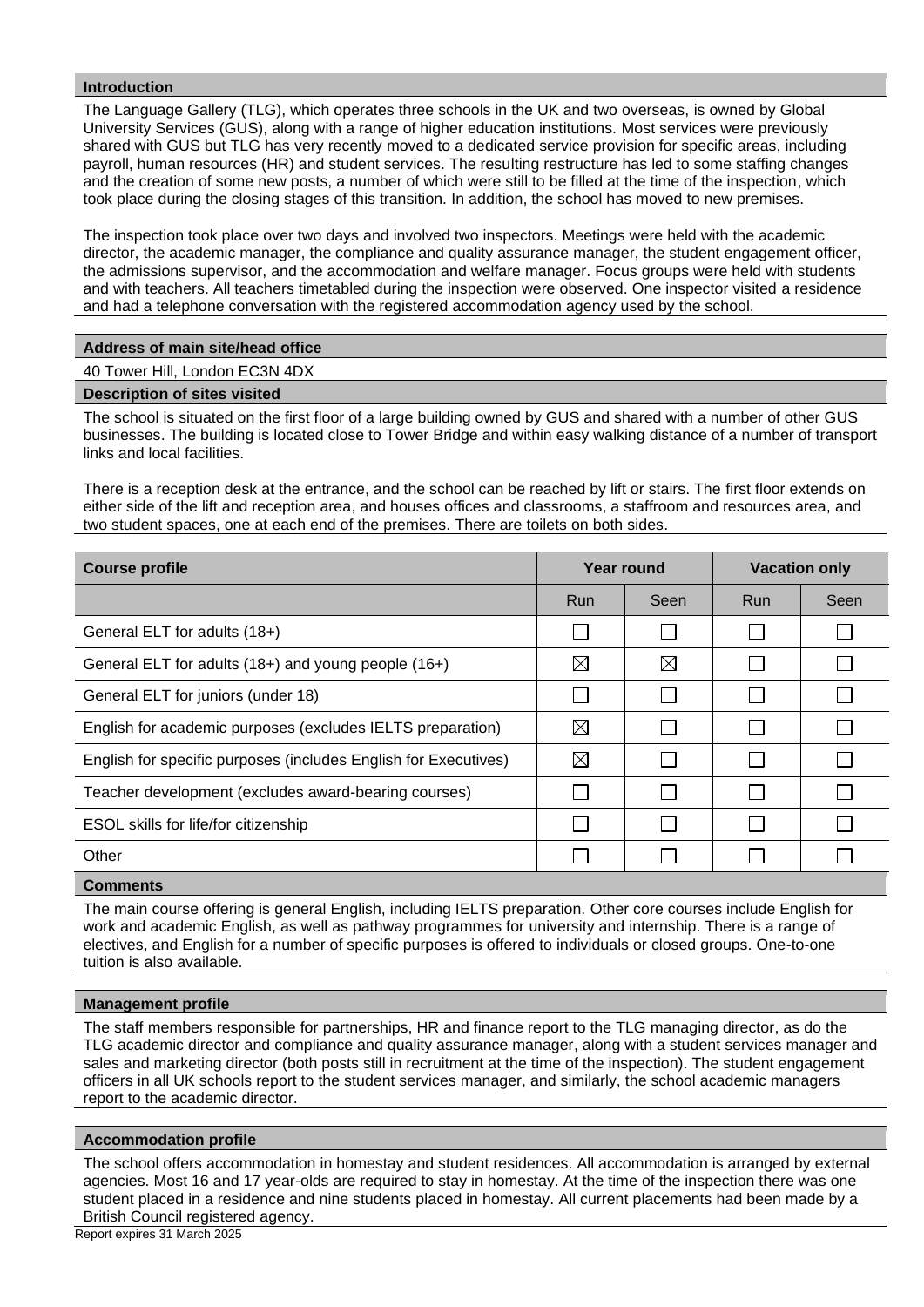## Introduction

The Language Gallery (TLG), which operates three schools in the UK and two overseas, is owned by Global University Services (GUS), along with a range of higher education institutions. Most services were previously shared with GUS but TLG has very recently moved to a dedicated service provision for specific areas, including payroll, human resources (HR) and student services. The resulting restructure has led to some staffing changes and the creation of some new posts, a number of which were still to be filled at the time of the inspection, which took place during the closing stages of this transition. In addition, the school has moved to new premises.

The inspection took place over two days and involved two inspectors. Meetings were held with the academic director, the academic manager, the compliance and quality assurance manager, the student engagement officer, the admissions supervisor, and the accommodation and welfare manager. Focus groups were held with students and with teachers. All teachers timetabled during the inspection were observed. One inspector visited a residence and had a telephone conversation with the registered accommodation agency used by the school.

## Address of main site/head office

40 Tower Hill, London EC3N 4DX

## Description of sites visited

The school is situated on the first floor of a large building owned by GUS and shared with a number of other GUS businesses. The building is located close to Tower Bridge and within easy walking distance of a number of transport links and local facilities.

There is a reception desk at the entrance, and the school can be reached by lift or stairs. The first floor extends on either side of the lift and reception area, and houses offices and classrooms, a staffroom and resources area, and two student spaces, one at each end of the premises. There are toilets on both sides.

| Course profile | Year round | | Vacation only | |
|---|---|---|---|---|
| | Run | Seen | Run | Seen |
| General ELT for adults (18+) | ☐ | ☐ | ☐ | ☐ |
| General ELT for adults (18+) and young people (16+) | ☒ | ☒ | ☐ | ☐ |
| General ELT for juniors (under 18) | ☐ | ☐ | ☐ | ☐ |
| English for academic purposes (excludes IELTS preparation) | ☒ | ☐ | ☐ | ☐ |
| English for specific purposes (includes English for Executives) | ☒ | ☐ | ☐ | ☐ |
| Teacher development (excludes award-bearing courses) | ☐ | ☐ | ☐ | ☐ |
| ESOL skills for life/for citizenship | ☐ | ☐ | ☐ | ☐ |
| Other | ☐ | ☐ | ☐ | ☐ |

## Comments

The main course offering is general English, including IELTS preparation. Other core courses include English for work and academic English, as well as pathway programmes for university and internship. There is a range of electives, and English for a number of specific purposes is offered to individuals or closed groups. One-to-one tuition is also available.

## Management profile

The staff members responsible for partnerships, HR and finance report to the TLG managing director, as do the TLG academic director and compliance and quality assurance manager, along with a student services manager and sales and marketing director (both posts still in recruitment at the time of the inspection). The student engagement officers in all UK schools report to the student services manager, and similarly, the school academic managers report to the academic director.

## Accommodation profile

The school offers accommodation in homestay and student residences. All accommodation is arranged by external agencies. Most 16 and 17 year-olds are required to stay in homestay. At the time of the inspection there was one student placed in a residence and nine students placed in homestay. All current placements had been made by a British Council registered agency.

Report expires 31 March 2025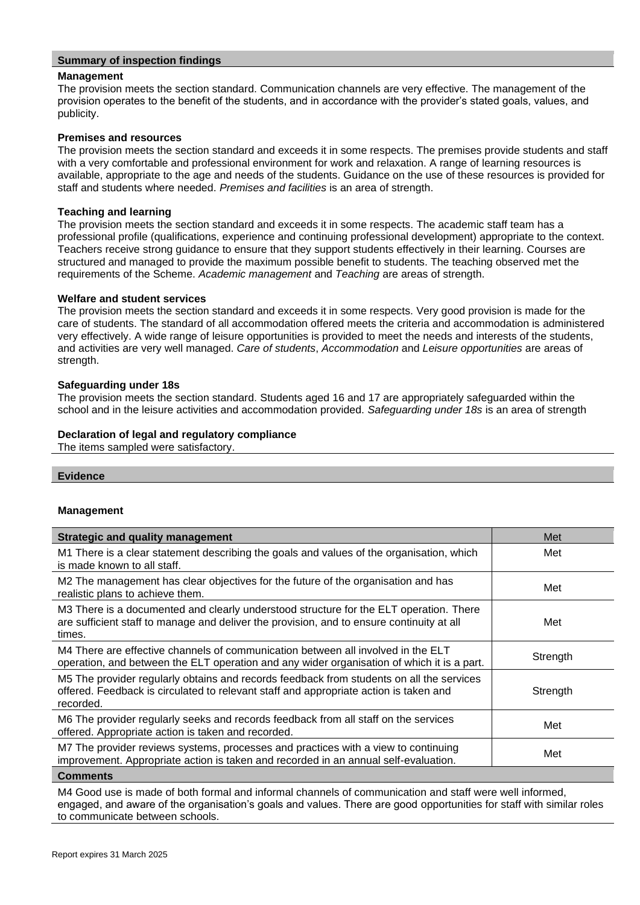## Summary of inspection findings

**Management**

The provision meets the section standard. Communication channels are very effective. The management of the provision operates to the benefit of the students, and in accordance with the provider's stated goals, values, and publicity.

**Premises and resources**

The provision meets the section standard and exceeds it in some respects. The premises provide students and staff with a very comfortable and professional environment for work and relaxation. A range of learning resources is available, appropriate to the age and needs of the students. Guidance on the use of these resources is provided for staff and students where needed. *Premises and facilities* is an area of strength.

**Teaching and learning**

The provision meets the section standard and exceeds it in some respects. The academic staff team has a professional profile (qualifications, experience and continuing professional development) appropriate to the context. Teachers receive strong guidance to ensure that they support students effectively in their learning. Courses are structured and managed to provide the maximum possible benefit to students. The teaching observed met the requirements of the Scheme. *Academic management* and *Teaching* are areas of strength.

**Welfare and student services**

The provision meets the section standard and exceeds it in some respects. Very good provision is made for the care of students. The standard of all accommodation offered meets the criteria and accommodation is administered very effectively. A wide range of leisure opportunities is provided to meet the needs and interests of the students, and activities are very well managed. *Care of students*, *Accommodation* and *Leisure opportunities* are areas of strength.

**Safeguarding under 18s**

The provision meets the section standard. Students aged 16 and 17 are appropriately safeguarded within the school and in the leisure activities and accommodation provided. *Safeguarding under 18s* is an area of strength

**Declaration of legal and regulatory compliance**

The items sampled were satisfactory.

## Evidence

### Management

| Strategic and quality management | Met |
|---|---|
| M1 There is a clear statement describing the goals and values of the organisation, which is made known to all staff. | Met |
| M2 The management has clear objectives for the future of the organisation and has realistic plans to achieve them. | Met |
| M3 There is a documented and clearly understood structure for the ELT operation. There are sufficient staff to manage and deliver the provision, and to ensure continuity at all times. | Met |
| M4 There are effective channels of communication between all involved in the ELT operation, and between the ELT operation and any wider organisation of which it is a part. | Strength |
| M5 The provider regularly obtains and records feedback from students on all the services offered. Feedback is circulated to relevant staff and appropriate action is taken and recorded. | Strength |
| M6 The provider regularly seeks and records feedback from all staff on the services offered. Appropriate action is taken and recorded. | Met |
| M7 The provider reviews systems, processes and practices with a view to continuing improvement. Appropriate action is taken and recorded in an annual self-evaluation. | Met |

**Comments**

M4 Good use is made of both formal and informal channels of communication and staff were well informed, engaged, and aware of the organisation's goals and values. There are good opportunities for staff with similar roles to communicate between schools.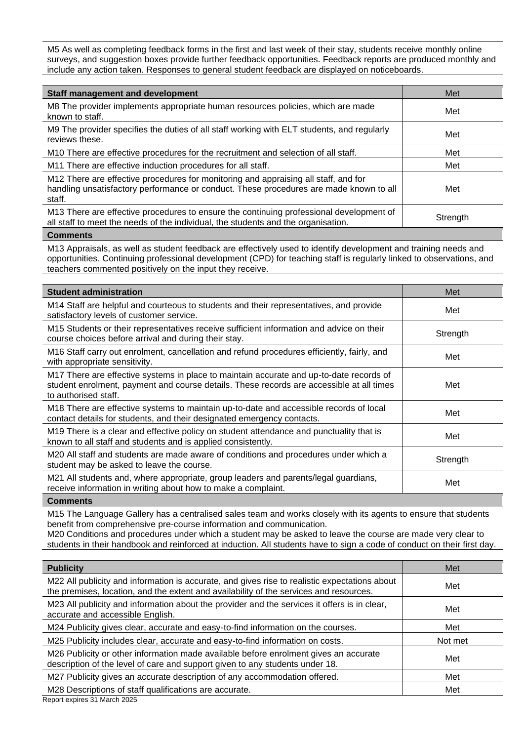M5 As well as completing feedback forms in the first and last week of their stay, students receive monthly online surveys, and suggestion boxes provide further feedback opportunities. Feedback reports are produced monthly and include any action taken. Responses to general student feedback are displayed on noticeboards.

| Staff management and development | Met |
| --- | --- |
| M8 The provider implements appropriate human resources policies, which are made known to staff. | Met |
| M9 The provider specifies the duties of all staff working with ELT students, and regularly reviews these. | Met |
| M10 There are effective procedures for the recruitment and selection of all staff. | Met |
| M11 There are effective induction procedures for all staff. | Met |
| M12 There are effective procedures for monitoring and appraising all staff, and for handling unsatisfactory performance or conduct. These procedures are made known to all staff. | Met |
| M13 There are effective procedures to ensure the continuing professional development of all staff to meet the needs of the individual, the students and the organisation. | Strength |

**Comments**

M13 Appraisals, as well as student feedback are effectively used to identify development and training needs and opportunities. Continuing professional development (CPD) for teaching staff is regularly linked to observations, and teachers commented positively on the input they receive.

| Student administration | Met |
| --- | --- |
| M14 Staff are helpful and courteous to students and their representatives, and provide satisfactory levels of customer service. | Met |
| M15 Students or their representatives receive sufficient information and advice on their course choices before arrival and during their stay. | Strength |
| M16 Staff carry out enrolment, cancellation and refund procedures efficiently, fairly, and with appropriate sensitivity. | Met |
| M17 There are effective systems in place to maintain accurate and up-to-date records of student enrolment, payment and course details. These records are accessible at all times to authorised staff. | Met |
| M18 There are effective systems to maintain up-to-date and accessible records of local contact details for students, and their designated emergency contacts. | Met |
| M19 There is a clear and effective policy on student attendance and punctuality that is known to all staff and students and is applied consistently. | Met |
| M20 All staff and students are made aware of conditions and procedures under which a student may be asked to leave the course. | Strength |
| M21 All students and, where appropriate, group leaders and parents/legal guardians, receive information in writing about how to make a complaint. | Met |

**Comments**

M15 The Language Gallery has a centralised sales team and works closely with its agents to ensure that students benefit from comprehensive pre-course information and communication.
M20 Conditions and procedures under which a student may be asked to leave the course are made very clear to students in their handbook and reinforced at induction. All students have to sign a code of conduct on their first day.

| Publicity | Met |
| --- | --- |
| M22 All publicity and information is accurate, and gives rise to realistic expectations about the premises, location, and the extent and availability of the services and resources. | Met |
| M23 All publicity and information about the provider and the services it offers is in clear, accurate and accessible English. | Met |
| M24 Publicity gives clear, accurate and easy-to-find information on the courses. | Met |
| M25 Publicity includes clear, accurate and easy-to-find information on costs. | Not met |
| M26 Publicity or other information made available before enrolment gives an accurate description of the level of care and support given to any students under 18. | Met |
| M27 Publicity gives an accurate description of any accommodation offered. | Met |
| M28 Descriptions of staff qualifications are accurate. | Met |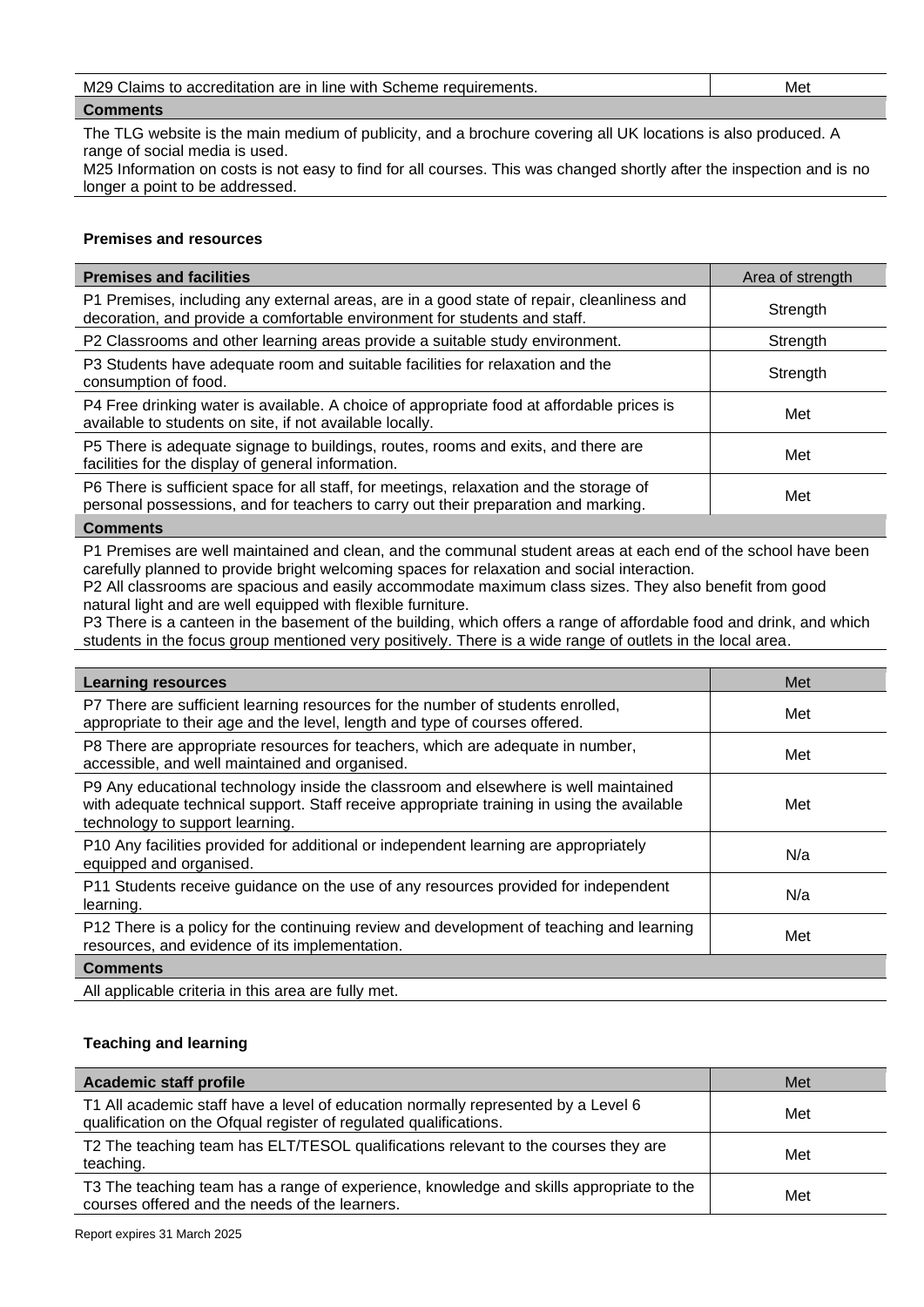| M29 Claims to accreditation are in line with Scheme requirements. | Met |
|---|---|
| **Comments** | |
| The TLG website is the main medium of publicity, and a brochure covering all UK locations is also produced. A range of social media is used.<br>M25 Information on costs is not easy to find for all courses. This was changed shortly after the inspection and is no longer a point to be addressed. | |

**Premises and resources**

| **Premises and facilities** | Area of strength |
|---|---|
| P1 Premises, including any external areas, are in a good state of repair, cleanliness and decoration, and provide a comfortable environment for students and staff. | Strength |
| P2 Classrooms and other learning areas provide a suitable study environment. | Strength |
| P3 Students have adequate room and suitable facilities for relaxation and the consumption of food. | Strength |
| P4 Free drinking water is available. A choice of appropriate food at affordable prices is available to students on site, if not available locally. | Met |
| P5 There is adequate signage to buildings, routes, rooms and exits, and there are facilities for the display of general information. | Met |
| P6 There is sufficient space for all staff, for meetings, relaxation and the storage of personal possessions, and for teachers to carry out their preparation and marking. | Met |
| **Comments** | |
| P1 Premises are well maintained and clean, and the communal student areas at each end of the school have been carefully planned to provide bright welcoming spaces for relaxation and social interaction.<br>P2 All classrooms are spacious and easily accommodate maximum class sizes. They also benefit from good natural light and are well equipped with flexible furniture.<br>P3 There is a canteen in the basement of the building, which offers a range of affordable food and drink, and which students in the focus group mentioned very positively. There is a wide range of outlets in the local area. | |

| **Learning resources** | Met |
|---|---|
| P7 There are sufficient learning resources for the number of students enrolled, appropriate to their age and the level, length and type of courses offered. | Met |
| P8 There are appropriate resources for teachers, which are adequate in number, accessible, and well maintained and organised. | Met |
| P9 Any educational technology inside the classroom and elsewhere is well maintained with adequate technical support. Staff receive appropriate training in using the available technology to support learning. | Met |
| P10 Any facilities provided for additional or independent learning are appropriately equipped and organised. | N/a |
| P11 Students receive guidance on the use of any resources provided for independent learning. | N/a |
| P12 There is a policy for the continuing review and development of teaching and learning resources, and evidence of its implementation. | Met |
| **Comments** | |
| All applicable criteria in this area are fully met. | |

**Teaching and learning**

| **Academic staff profile** | Met |
|---|---|
| T1 All academic staff have a level of education normally represented by a Level 6 qualification on the Ofqual register of regulated qualifications. | Met |
| T2 The teaching team has ELT/TESOL qualifications relevant to the courses they are teaching. | Met |
| T3 The teaching team has a range of experience, knowledge and skills appropriate to the courses offered and the needs of the learners. | Met |

Report expires 31 March 2025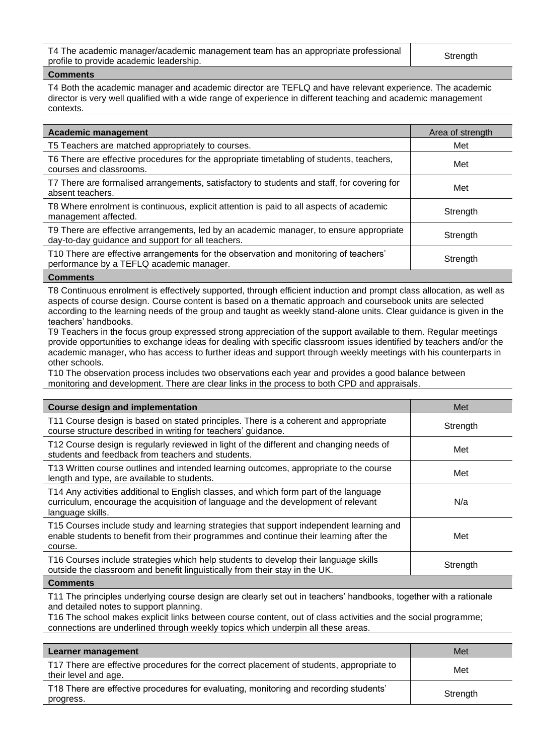| T4 The academic manager/academic management team has an appropriate professional profile to provide academic leadership. | Strength |
| --- | --- |

**Comments**

T4 Both the academic manager and academic director are TEFLQ and have relevant experience. The academic director is very well qualified with a wide range of experience in different teaching and academic management contexts.

| Academic management | Area of strength |
| --- | --- |
| T5 Teachers are matched appropriately to courses. | Met |
| T6 There are effective procedures for the appropriate timetabling of students, teachers, courses and classrooms. | Met |
| T7 There are formalised arrangements, satisfactory to students and staff, for covering for absent teachers. | Met |
| T8 Where enrolment is continuous, explicit attention is paid to all aspects of academic management affected. | Strength |
| T9 There are effective arrangements, led by an academic manager, to ensure appropriate day-to-day guidance and support for all teachers. | Strength |
| T10 There are effective arrangements for the observation and monitoring of teachers' performance by a TEFLQ academic manager. | Strength |

**Comments**

T8 Continuous enrolment is effectively supported, through efficient induction and prompt class allocation, as well as aspects of course design. Course content is based on a thematic approach and coursebook units are selected according to the learning needs of the group and taught as weekly stand-alone units. Clear guidance is given in the teachers' handbooks.
T9 Teachers in the focus group expressed strong appreciation of the support available to them. Regular meetings provide opportunities to exchange ideas for dealing with specific classroom issues identified by teachers and/or the academic manager, who has access to further ideas and support through weekly meetings with his counterparts in other schools.
T10 The observation process includes two observations each year and provides a good balance between monitoring and development. There are clear links in the process to both CPD and appraisals.

| Course design and implementation | Met |
| --- | --- |
| T11 Course design is based on stated principles. There is a coherent and appropriate course structure described in writing for teachers' guidance. | Strength |
| T12 Course design is regularly reviewed in light of the different and changing needs of students and feedback from teachers and students. | Met |
| T13 Written course outlines and intended learning outcomes, appropriate to the course length and type, are available to students. | Met |
| T14 Any activities additional to English classes, and which form part of the language curriculum, encourage the acquisition of language and the development of relevant language skills. | N/a |
| T15 Courses include study and learning strategies that support independent learning and enable students to benefit from their programmes and continue their learning after the course. | Met |
| T16 Courses include strategies which help students to develop their language skills outside the classroom and benefit linguistically from their stay in the UK. | Strength |

**Comments**

T11 The principles underlying course design are clearly set out in teachers' handbooks, together with a rationale and detailed notes to support planning.
T16 The school makes explicit links between course content, out of class activities and the social programme; connections are underlined through weekly topics which underpin all these areas.

| Learner management | Met |
| --- | --- |
| T17 There are effective procedures for the correct placement of students, appropriate to their level and age. | Met |
| T18 There are effective procedures for evaluating, monitoring and recording students' progress. | Strength |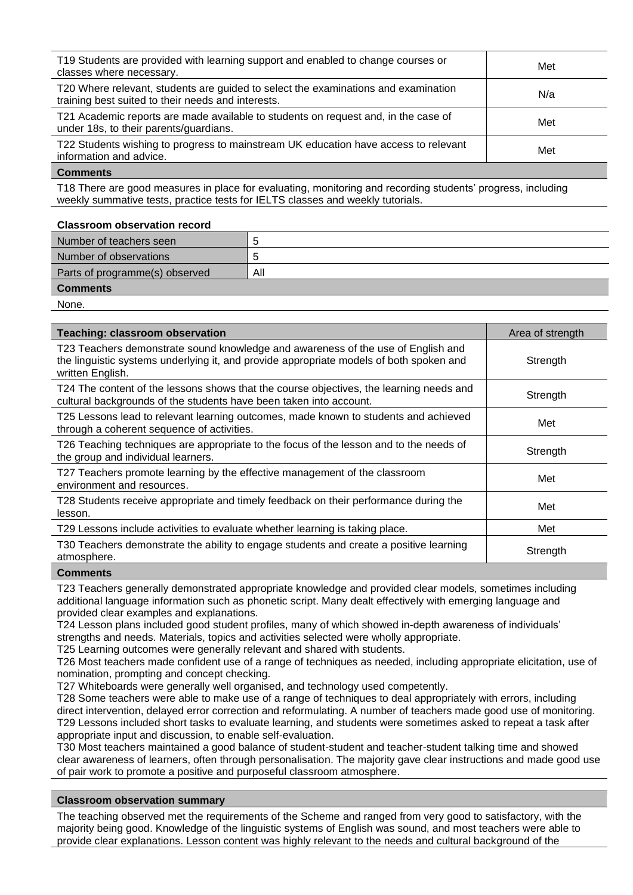| | |
|---|---|
| T19 Students are provided with learning support and enabled to change courses or classes where necessary. | Met |
| T20 Where relevant, students are guided to select the examinations and examination training best suited to their needs and interests. | N/a |
| T21 Academic reports are made available to students on request and, in the case of under 18s, to their parents/guardians. | Met |
| T22 Students wishing to progress to mainstream UK education have access to relevant information and advice. | Met |

**Comments**

T18 There are good measures in place for evaluating, monitoring and recording students' progress, including weekly summative tests, practice tests for IELTS classes and weekly tutorials.

**Classroom observation record**

| | |
|---|---|
| Number of teachers seen | 5 |
| Number of observations | 5 |
| Parts of programme(s) observed | All |

**Comments**

None.

| Teaching: classroom observation | Area of strength |
|---|---|
| T23 Teachers demonstrate sound knowledge and awareness of the use of English and the linguistic systems underlying it, and provide appropriate models of both spoken and written English. | Strength |
| T24 The content of the lessons shows that the course objectives, the learning needs and cultural backgrounds of the students have been taken into account. | Strength |
| T25 Lessons lead to relevant learning outcomes, made known to students and achieved through a coherent sequence of activities. | Met |
| T26 Teaching techniques are appropriate to the focus of the lesson and to the needs of the group and individual learners. | Strength |
| T27 Teachers promote learning by the effective management of the classroom environment and resources. | Met |
| T28 Students receive appropriate and timely feedback on their performance during the lesson. | Met |
| T29 Lessons include activities to evaluate whether learning is taking place. | Met |
| T30 Teachers demonstrate the ability to engage students and create a positive learning atmosphere. | Strength |

**Comments**

T23 Teachers generally demonstrated appropriate knowledge and provided clear models, sometimes including additional language information such as phonetic script. Many dealt effectively with emerging language and provided clear examples and explanations.
T24 Lesson plans included good student profiles, many of which showed in-depth awareness of individuals' strengths and needs. Materials, topics and activities selected were wholly appropriate.
T25 Learning outcomes were generally relevant and shared with students.
T26 Most teachers made confident use of a range of techniques as needed, including appropriate elicitation, use of nomination, prompting and concept checking.
T27 Whiteboards were generally well organised, and technology used competently.
T28 Some teachers were able to make use of a range of techniques to deal appropriately with errors, including direct intervention, delayed error correction and reformulating. A number of teachers made good use of monitoring.
T29 Lessons included short tasks to evaluate learning, and students were sometimes asked to repeat a task after appropriate input and discussion, to enable self-evaluation.
T30 Most teachers maintained a good balance of student-student and teacher-student talking time and showed clear awareness of learners, often through personalisation. The majority gave clear instructions and made good use of pair work to promote a positive and purposeful classroom atmosphere.

**Classroom observation summary**

The teaching observed met the requirements of the Scheme and ranged from very good to satisfactory, with the majority being good. Knowledge of the linguistic systems of English was sound, and most teachers were able to provide clear explanations. Lesson content was highly relevant to the needs and cultural background of the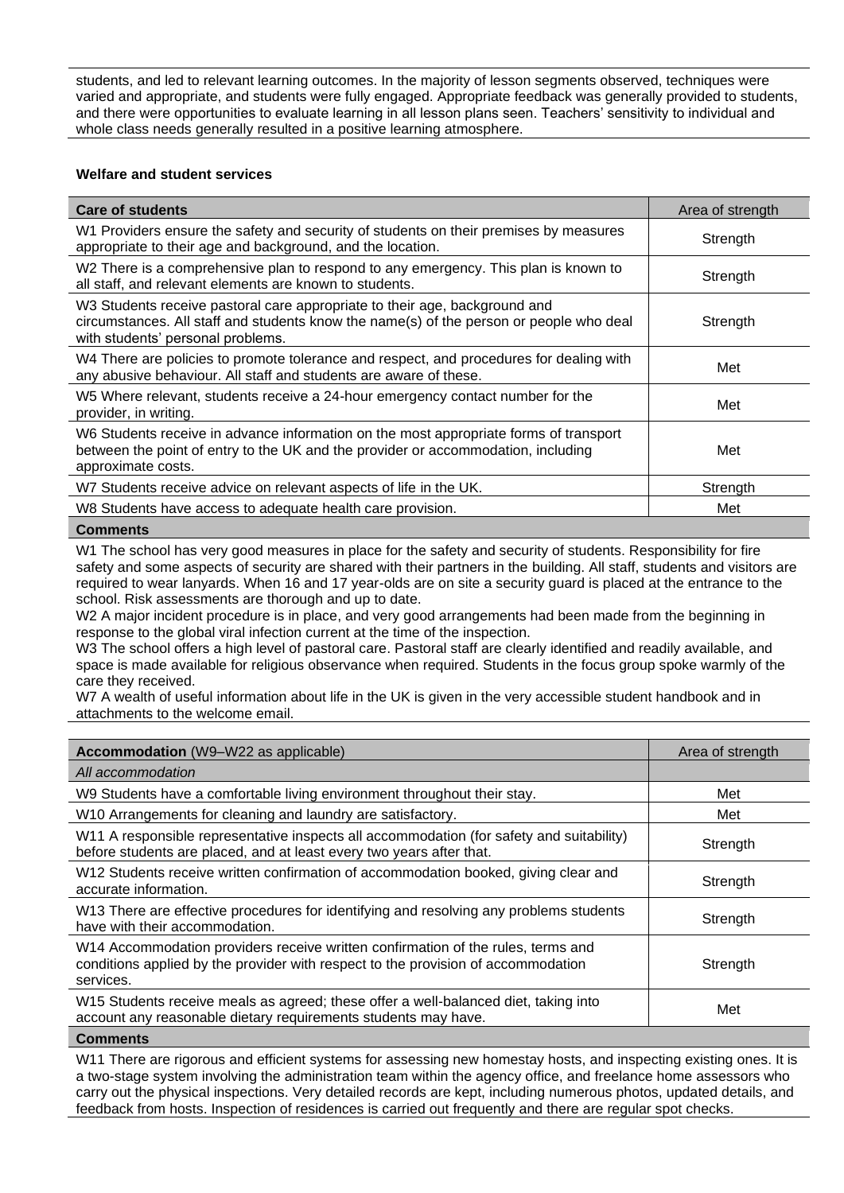students, and led to relevant learning outcomes. In the majority of lesson segments observed, techniques were varied and appropriate, and students were fully engaged. Appropriate feedback was generally provided to students, and there were opportunities to evaluate learning in all lesson plans seen. Teachers' sensitivity to individual and whole class needs generally resulted in a positive learning atmosphere.

### Welfare and student services

| Care of students | Area of strength |
|---|---|
| W1 Providers ensure the safety and security of students on their premises by measures appropriate to their age and background, and the location. | Strength |
| W2 There is a comprehensive plan to respond to any emergency. This plan is known to all staff, and relevant elements are known to students. | Strength |
| W3 Students receive pastoral care appropriate to their age, background and circumstances. All staff and students know the name(s) of the person or people who deal with students' personal problems. | Strength |
| W4 There are policies to promote tolerance and respect, and procedures for dealing with any abusive behaviour. All staff and students are aware of these. | Met |
| W5 Where relevant, students receive a 24-hour emergency contact number for the provider, in writing. | Met |
| W6 Students receive in advance information on the most appropriate forms of transport between the point of entry to the UK and the provider or accommodation, including approximate costs. | Met |
| W7 Students receive advice on relevant aspects of life in the UK. | Strength |
| W8 Students have access to adequate health care provision. | Met |

**Comments**

W1 The school has very good measures in place for the safety and security of students. Responsibility for fire safety and some aspects of security are shared with their partners in the building. All staff, students and visitors are required to wear lanyards. When 16 and 17 year-olds are on site a security guard is placed at the entrance to the school. Risk assessments are thorough and up to date.
W2 A major incident procedure is in place, and very good arrangements had been made from the beginning in response to the global viral infection current at the time of the inspection.
W3 The school offers a high level of pastoral care. Pastoral staff are clearly identified and readily available, and space is made available for religious observance when required. Students in the focus group spoke warmly of the care they received.
W7 A wealth of useful information about life in the UK is given in the very accessible student handbook and in attachments to the welcome email.

| Accommodation (W9–W22 as applicable) | Area of strength |
|---|---|
| *All accommodation* | |
| W9 Students have a comfortable living environment throughout their stay. | Met |
| W10 Arrangements for cleaning and laundry are satisfactory. | Met |
| W11 A responsible representative inspects all accommodation (for safety and suitability) before students are placed, and at least every two years after that. | Strength |
| W12 Students receive written confirmation of accommodation booked, giving clear and accurate information. | Strength |
| W13 There are effective procedures for identifying and resolving any problems students have with their accommodation. | Strength |
| W14 Accommodation providers receive written confirmation of the rules, terms and conditions applied by the provider with respect to the provision of accommodation services. | Strength |
| W15 Students receive meals as agreed; these offer a well-balanced diet, taking into account any reasonable dietary requirements students may have. | Met |

**Comments**

W11 There are rigorous and efficient systems for assessing new homestay hosts, and inspecting existing ones. It is a two-stage system involving the administration team within the agency office, and freelance home assessors who carry out the physical inspections. Very detailed records are kept, including numerous photos, updated details, and feedback from hosts. Inspection of residences is carried out frequently and there are regular spot checks.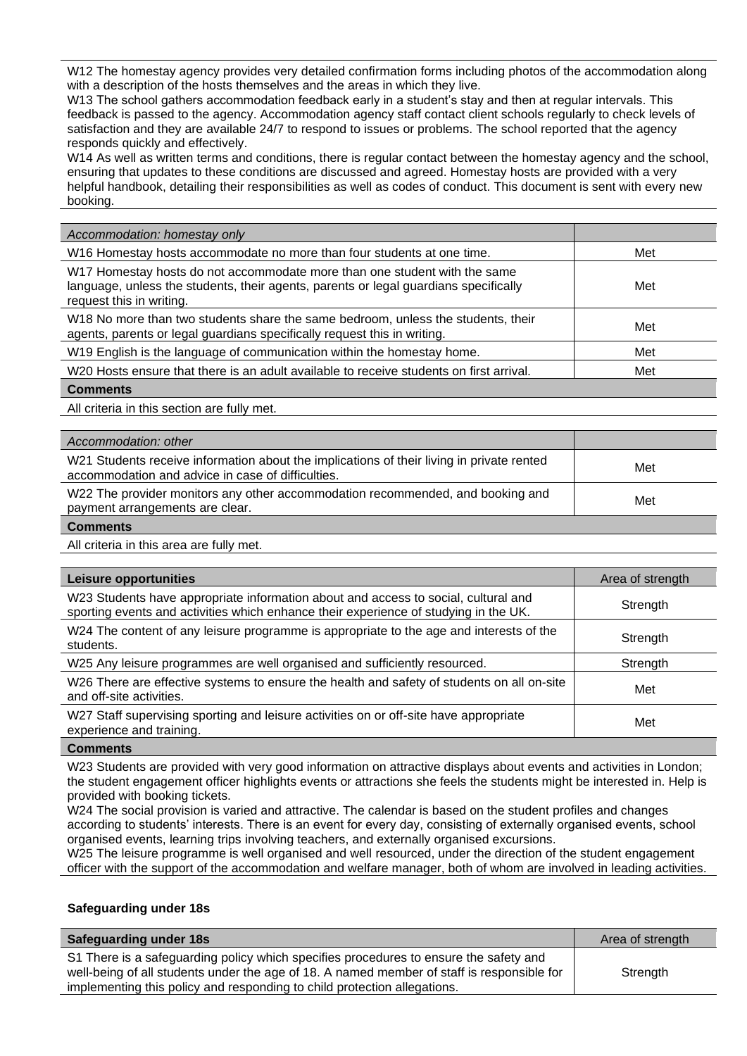W12 The homestay agency provides very detailed confirmation forms including photos of the accommodation along with a description of the hosts themselves and the areas in which they live.
W13 The school gathers accommodation feedback early in a student's stay and then at regular intervals. This feedback is passed to the agency. Accommodation agency staff contact client schools regularly to check levels of satisfaction and they are available 24/7 to respond to issues or problems. The school reported that the agency responds quickly and effectively.
W14 As well as written terms and conditions, there is regular contact between the homestay agency and the school, ensuring that updates to these conditions are discussed and agreed. Homestay hosts are provided with a very helpful handbook, detailing their responsibilities as well as codes of conduct. This document is sent with every new booking.

| *Accommodation: homestay only* | |
|---|---|
| W16 Homestay hosts accommodate no more than four students at one time. | Met |
| W17 Homestay hosts do not accommodate more than one student with the same language, unless the students, their agents, parents or legal guardians specifically request this in writing. | Met |
| W18 No more than two students share the same bedroom, unless the students, their agents, parents or legal guardians specifically request this in writing. | Met |
| W19 English is the language of communication within the homestay home. | Met |
| W20 Hosts ensure that there is an adult available to receive students on first arrival. | Met |

**Comments**

All criteria in this section are fully met.

| *Accommodation: other* | |
|---|---|
| W21 Students receive information about the implications of their living in private rented accommodation and advice in case of difficulties. | Met |
| W22 The provider monitors any other accommodation recommended, and booking and payment arrangements are clear. | Met |

**Comments**

All criteria in this area are fully met.

| **Leisure opportunities** | Area of strength |
|---|---|
| W23 Students have appropriate information about and access to social, cultural and sporting events and activities which enhance their experience of studying in the UK. | Strength |
| W24 The content of any leisure programme is appropriate to the age and interests of the students. | Strength |
| W25 Any leisure programmes are well organised and sufficiently resourced. | Strength |
| W26 There are effective systems to ensure the health and safety of students on all on-site and off-site activities. | Met |
| W27 Staff supervising sporting and leisure activities on or off-site have appropriate experience and training. | Met |

**Comments**

W23 Students are provided with very good information on attractive displays about events and activities in London; the student engagement officer highlights events or attractions she feels the students might be interested in. Help is provided with booking tickets.
W24 The social provision is varied and attractive. The calendar is based on the student profiles and changes according to students' interests. There is an event for every day, consisting of externally organised events, school organised events, learning trips involving teachers, and externally organised excursions.
W25 The leisure programme is well organised and well resourced, under the direction of the student engagement officer with the support of the accommodation and welfare manager, both of whom are involved in leading activities.

**Safeguarding under 18s**

| **Safeguarding under 18s** | Area of strength |
|---|---|
| S1 There is a safeguarding policy which specifies procedures to ensure the safety and well-being of all students under the age of 18. A named member of staff is responsible for implementing this policy and responding to child protection allegations. | Strength |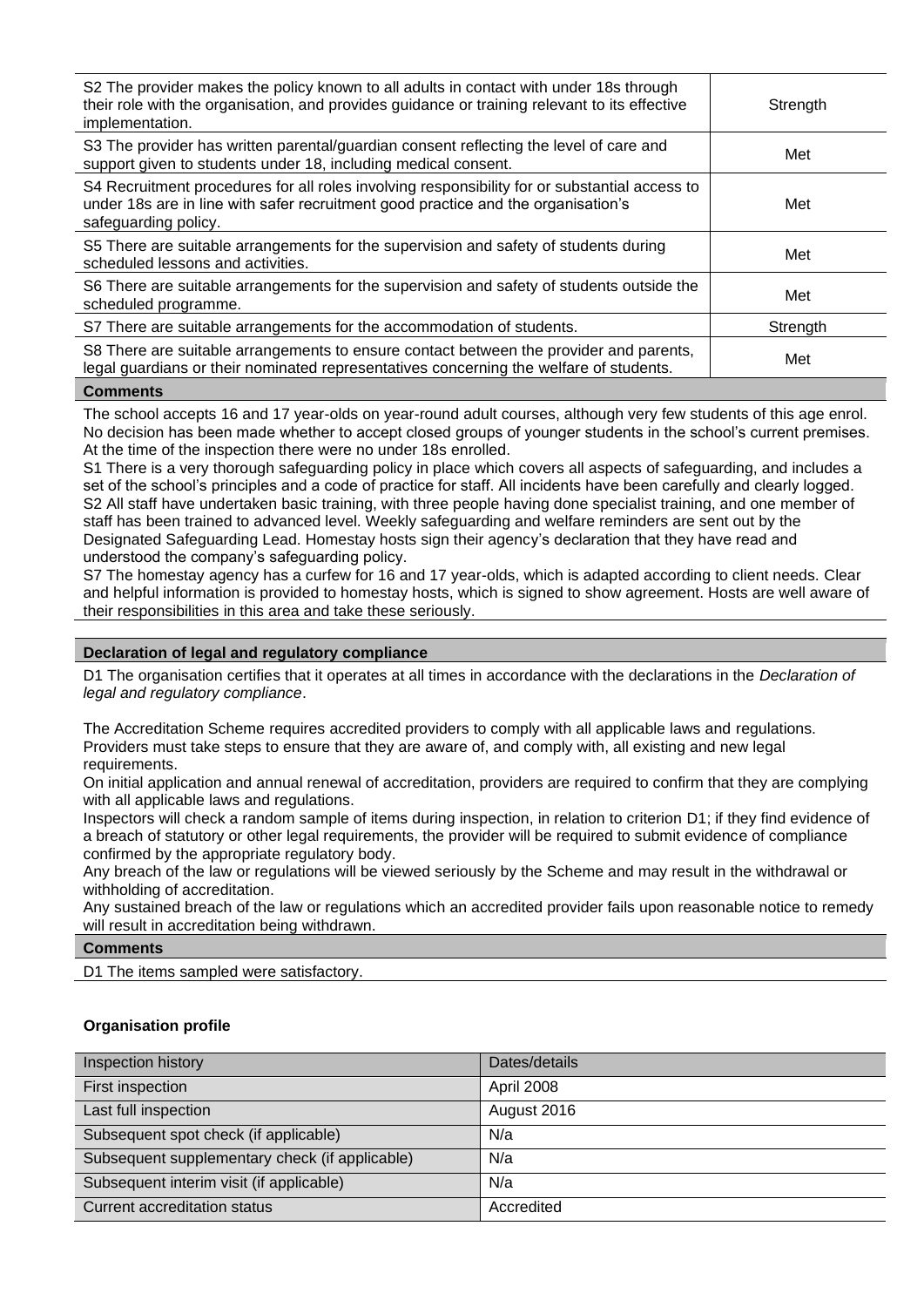| | |
|---|---|
| S2 The provider makes the policy known to all adults in contact with under 18s through their role with the organisation, and provides guidance or training relevant to its effective implementation. | Strength |
| S3 The provider has written parental/guardian consent reflecting the level of care and support given to students under 18, including medical consent. | Met |
| S4 Recruitment procedures for all roles involving responsibility for or substantial access to under 18s are in line with safer recruitment good practice and the organisation's safeguarding policy. | Met |
| S5 There are suitable arrangements for the supervision and safety of students during scheduled lessons and activities. | Met |
| S6 There are suitable arrangements for the supervision and safety of students outside the scheduled programme. | Met |
| S7 There are suitable arrangements for the accommodation of students. | Strength |
| S8 There are suitable arrangements to ensure contact between the provider and parents, legal guardians or their nominated representatives concerning the welfare of students. | Met |

**Comments**

The school accepts 16 and 17 year-olds on year-round adult courses, although very few students of this age enrol. No decision has been made whether to accept closed groups of younger students in the school's current premises. At the time of the inspection there were no under 18s enrolled.
S1 There is a very thorough safeguarding policy in place which covers all aspects of safeguarding, and includes a set of the school's principles and a code of practice for staff. All incidents have been carefully and clearly logged.
S2 All staff have undertaken basic training, with three people having done specialist training, and one member of staff has been trained to advanced level. Weekly safeguarding and welfare reminders are sent out by the Designated Safeguarding Lead. Homestay hosts sign their agency's declaration that they have read and understood the company's safeguarding policy.
S7 The homestay agency has a curfew for 16 and 17 year-olds, which is adapted according to client needs. Clear and helpful information is provided to homestay hosts, which is signed to show agreement. Hosts are well aware of their responsibilities in this area and take these seriously.

**Declaration of legal and regulatory compliance**

D1 The organisation certifies that it operates at all times in accordance with the declarations in the *Declaration of legal and regulatory compliance*.

The Accreditation Scheme requires accredited providers to comply with all applicable laws and regulations. Providers must take steps to ensure that they are aware of, and comply with, all existing and new legal requirements.
On initial application and annual renewal of accreditation, providers are required to confirm that they are complying with all applicable laws and regulations.
Inspectors will check a random sample of items during inspection, in relation to criterion D1; if they find evidence of a breach of statutory or other legal requirements, the provider will be required to submit evidence of compliance confirmed by the appropriate regulatory body.
Any breach of the law or regulations will be viewed seriously by the Scheme and may result in the withdrawal or withholding of accreditation.
Any sustained breach of the law or regulations which an accredited provider fails upon reasonable notice to remedy will result in accreditation being withdrawn.

**Comments**

D1 The items sampled were satisfactory.

**Organisation profile**

| Inspection history | Dates/details |
|---|---|
| First inspection | April 2008 |
| Last full inspection | August 2016 |
| Subsequent spot check (if applicable) | N/a |
| Subsequent supplementary check (if applicable) | N/a |
| Subsequent interim visit (if applicable) | N/a |
| Current accreditation status | Accredited |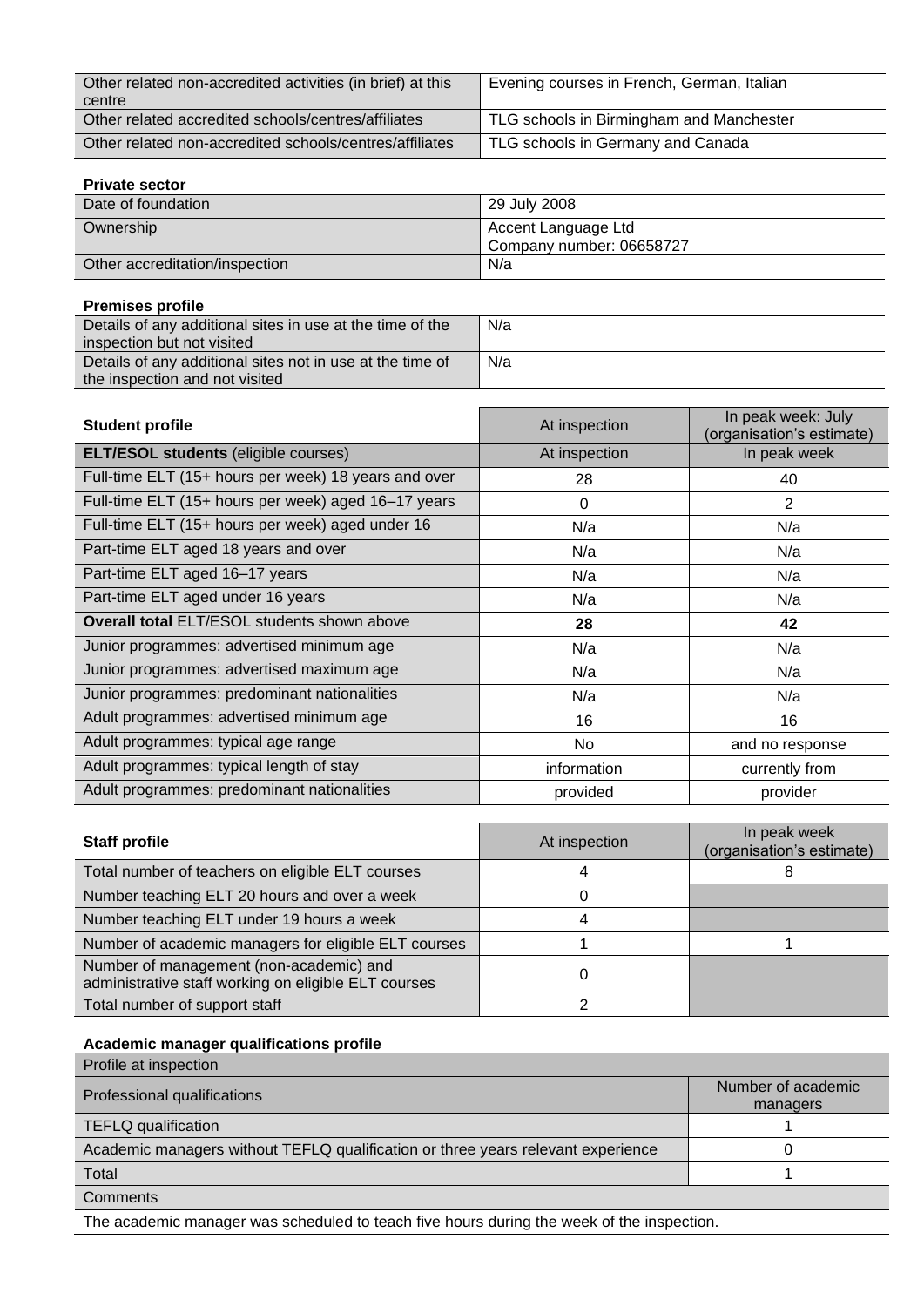| | |
|---|---|
| Other related non-accredited activities (in brief) at this centre | Evening courses in French, German, Italian |
| Other related accredited schools/centres/affiliates | TLG schools in Birmingham and Manchester |
| Other related non-accredited schools/centres/affiliates | TLG schools in Germany and Canada |

**Private sector**

| | |
|---|---|
| Date of foundation | 29 July 2008 |
| Ownership | Accent Language Ltd<br>Company number: 06658727 |
| Other accreditation/inspection | N/a |

**Premises profile**

| | |
|---|---|
| Details of any additional sites in use at the time of the inspection but not visited | N/a |
| Details of any additional sites not in use at the time of the inspection and not visited | N/a |

| Student profile | At inspection | In peak week: July (organisation's estimate) |
|---|---|---|
| **ELT/ESOL students** (eligible courses) | At inspection | In peak week |
| Full-time ELT (15+ hours per week) 18 years and over | 28 | 40 |
| Full-time ELT (15+ hours per week) aged 16–17 years | 0 | 2 |
| Full-time ELT (15+ hours per week) aged under 16 | N/a | N/a |
| Part-time ELT aged 18 years and over | N/a | N/a |
| Part-time ELT aged 16–17 years | N/a | N/a |
| Part-time ELT aged under 16 years | N/a | N/a |
| **Overall total** ELT/ESOL students shown above | **28** | **42** |
| Junior programmes: advertised minimum age | N/a | N/a |
| Junior programmes: advertised maximum age | N/a | N/a |
| Junior programmes: predominant nationalities | N/a | N/a |
| Adult programmes: advertised minimum age | 16 | 16 |
| Adult programmes: typical age range | No | and no response |
| Adult programmes: typical length of stay | information | currently from |
| Adult programmes: predominant nationalities | provided | provider |

| Staff profile | At inspection | In peak week (organisation's estimate) |
|---|---|---|
| Total number of teachers on eligible ELT courses | 4 | 8 |
| Number teaching ELT 20 hours and over a week | 0 | |
| Number teaching ELT under 19 hours a week | 4 | |
| Number of academic managers for eligible ELT courses | 1 | 1 |
| Number of management (non-academic) and administrative staff working on eligible ELT courses | 0 | |
| Total number of support staff | 2 | |

**Academic manager qualifications profile**

| Profile at inspection | |
|---|---|
| Professional qualifications | Number of academic managers |
| TEFLQ qualification | 1 |
| Academic managers without TEFLQ qualification or three years relevant experience | 0 |
| Total | 1 |
| Comments | |

The academic manager was scheduled to teach five hours during the week of the inspection.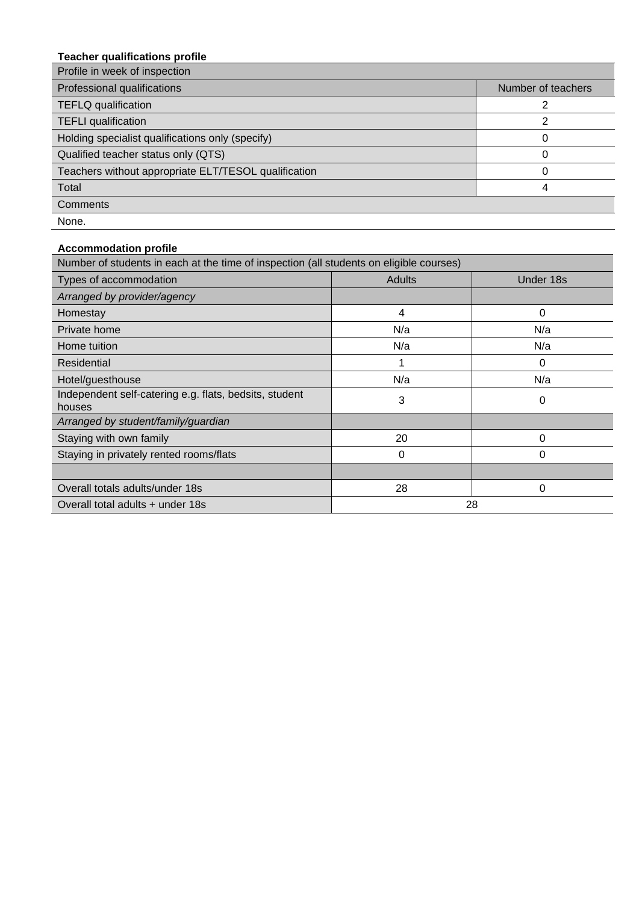**Teacher qualifications profile**

| Profile in week of inspection | |
|---|---|
| Professional qualifications | Number of teachers |
| TEFLQ qualification | 2 |
| TEFLI qualification | 2 |
| Holding specialist qualifications only (specify) | 0 |
| Qualified teacher status only (QTS) | 0 |
| Teachers without appropriate ELT/TESOL qualification | 0 |
| Total | 4 |
| Comments | |
| None. | |

**Accommodation profile**

| Number of students in each at the time of inspection (all students on eligible courses) | | |
|---|---|---|
| Types of accommodation | Adults | Under 18s |
| *Arranged by provider/agency* | | |
| Homestay | 4 | 0 |
| Private home | N/a | N/a |
| Home tuition | N/a | N/a |
| Residential | 1 | 0 |
| Hotel/guesthouse | N/a | N/a |
| Independent self-catering e.g. flats, bedsits, student houses | 3 | 0 |
| *Arranged by student/family/guardian* | | |
| Staying with own family | 20 | 0 |
| Staying in privately rented rooms/flats | 0 | 0 |
| | | |
| Overall totals adults/under 18s | 28 | 0 |
| Overall total adults + under 18s | 28 | |